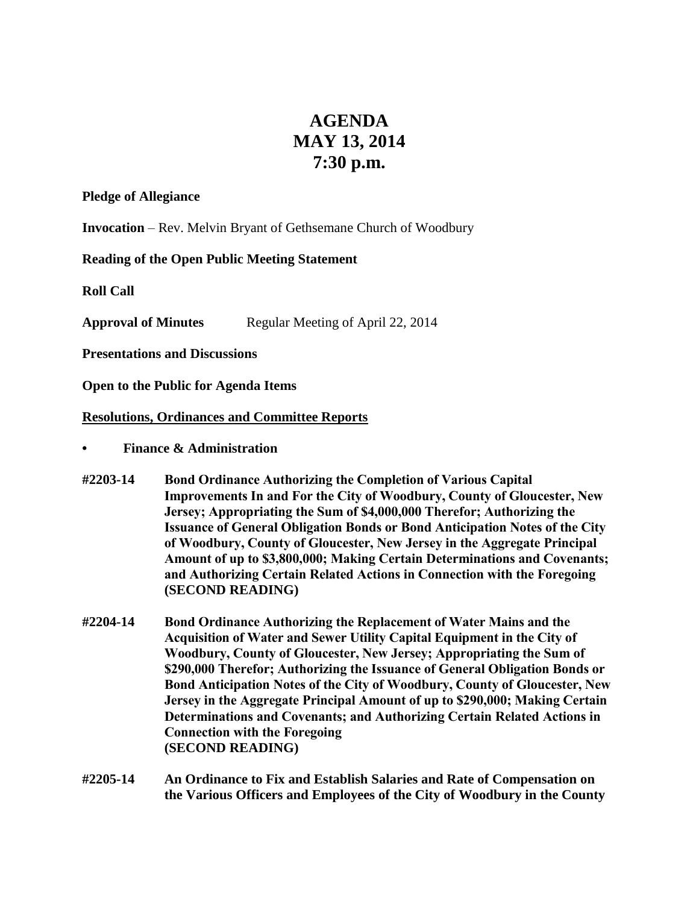# AGENDA
# MAY 13, 2014
# 7:30 p.m.

**Pledge of Allegiance**

**Invocation** – Rev. Melvin Bryant of Gethsemane Church of Woodbury

**Reading of the Open Public Meeting Statement**

**Roll Call**

**Approval of Minutes** Regular Meeting of April 22, 2014

**Presentations and Discussions**

**Open to the Public for Agenda Items**

**<u>Resolutions, Ordinances and Committee Reports</u>**

- **Finance & Administration**

**#2203-14** **Bond Ordinance Authorizing the Completion of Various Capital Improvements In and For the City of Woodbury, County of Gloucester, New Jersey; Appropriating the Sum of $4,000,000 Therefor; Authorizing the Issuance of General Obligation Bonds or Bond Anticipation Notes of the City of Woodbury, County of Gloucester, New Jersey in the Aggregate Principal Amount of up to $3,800,000; Making Certain Determinations and Covenants; and Authorizing Certain Related Actions in Connection with the Foregoing (SECOND READING)**

**#2204-14** **Bond Ordinance Authorizing the Replacement of Water Mains and the Acquisition of Water and Sewer Utility Capital Equipment in the City of Woodbury, County of Gloucester, New Jersey; Appropriating the Sum of $290,000 Therefor; Authorizing the Issuance of General Obligation Bonds or Bond Anticipation Notes of the City of Woodbury, County of Gloucester, New Jersey in the Aggregate Principal Amount of up to $290,000; Making Certain Determinations and Covenants; and Authorizing Certain Related Actions in Connection with the Foregoing (SECOND READING)**

**#2205-14** **An Ordinance to Fix and Establish Salaries and Rate of Compensation on the Various Officers and Employees of the City of Woodbury in the County**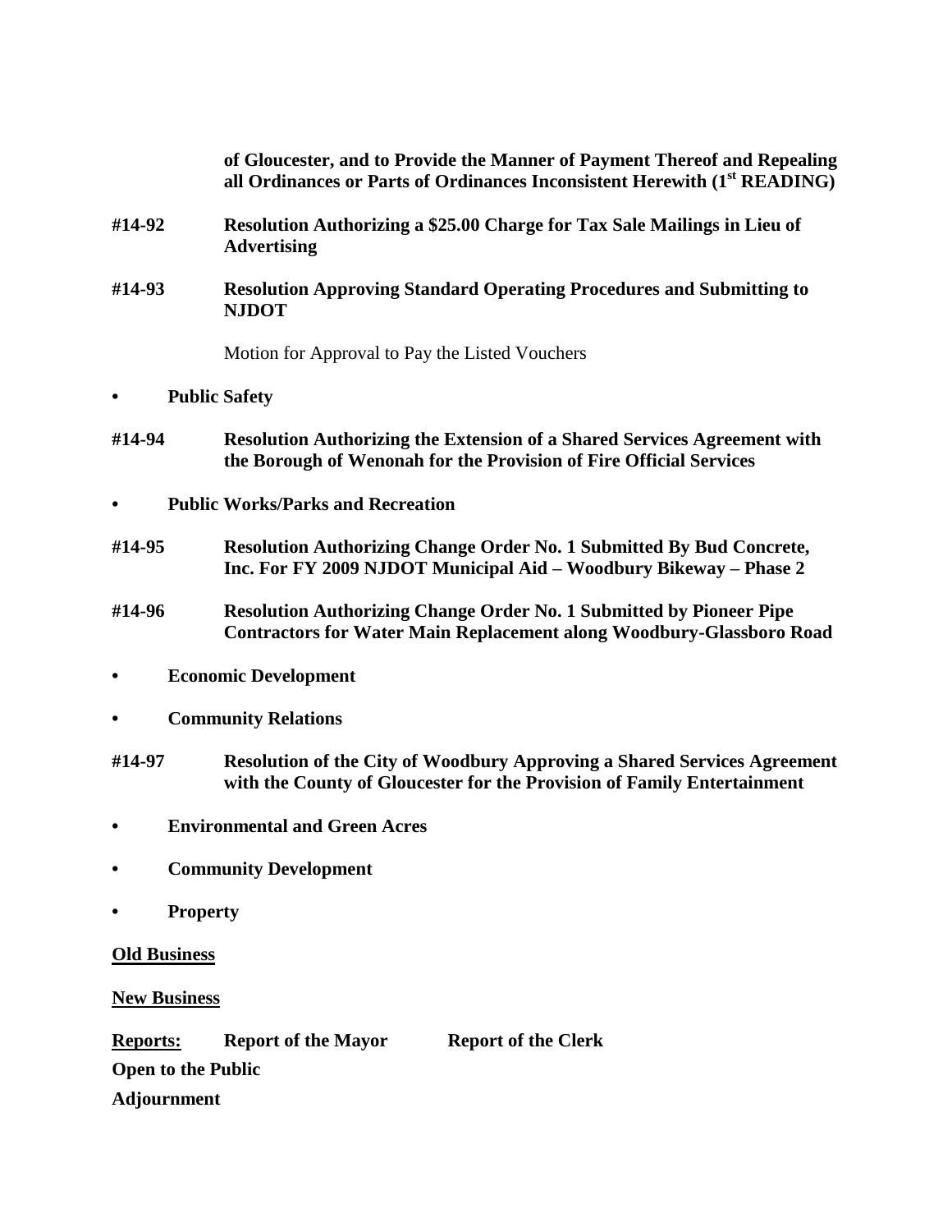**of Gloucester, and to Provide the Manner of Payment Thereof and Repealing all Ordinances or Parts of Ordinances Inconsistent Herewith (1st READING)**

**#14-92** **Resolution Authorizing a $25.00 Charge for Tax Sale Mailings in Lieu of Advertising**

**#14-93** **Resolution Approving Standard Operating Procedures and Submitting to NJDOT**

Motion for Approval to Pay the Listed Vouchers

- **Public Safety**

**#14-94** **Resolution Authorizing the Extension of a Shared Services Agreement with the Borough of Wenonah for the Provision of Fire Official Services**

- **Public Works/Parks and Recreation**

**#14-95** **Resolution Authorizing Change Order No. 1 Submitted By Bud Concrete, Inc. For FY 2009 NJDOT Municipal Aid – Woodbury Bikeway – Phase 2**

**#14-96** **Resolution Authorizing Change Order No. 1 Submitted by Pioneer Pipe Contractors for Water Main Replacement along Woodbury-Glassboro Road**

- **Economic Development**
- **Community Relations**

**#14-97** **Resolution of the City of Woodbury Approving a Shared Services Agreement with the County of Gloucester for the Provision of Family Entertainment**

- **Environmental and Green Acres**
- **Community Development**
- **Property**

**Old Business**

**New Business**

**Reports:** **Report of the Mayor** **Report of the Clerk**

**Open to the Public**

**Adjournment**